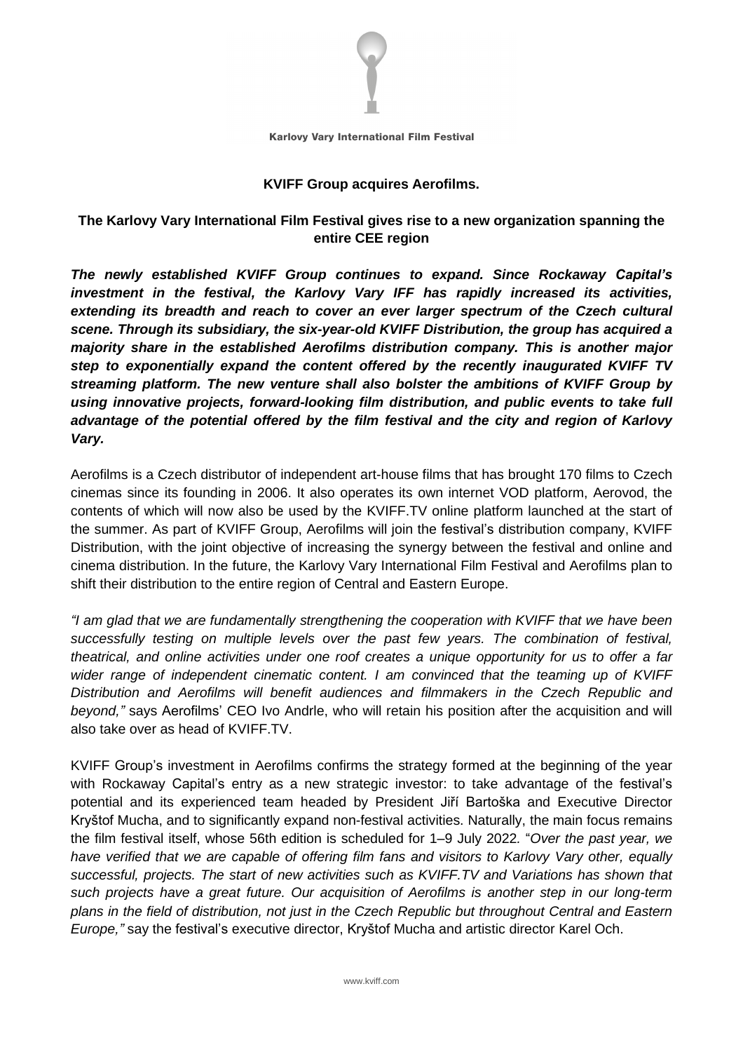Karlovy Vary International Film Festival

**KVIFF Group acquires Aerofilms.**

**The Karlovy Vary International Film Festival gives rise to a new organization spanning the entire CEE region**

***The newly established KVIFF Group continues to expand. Since Rockaway Capital's investment in the festival, the Karlovy Vary IFF has rapidly increased its activities, extending its breadth and reach to cover an ever larger spectrum of the Czech cultural scene. Through its subsidiary, the six-year-old KVIFF Distribution, the group has acquired a majority share in the established Aerofilms distribution company. This is another major step to exponentially expand the content offered by the recently inaugurated KVIFF TV streaming platform. The new venture shall also bolster the ambitions of KVIFF Group by using innovative projects, forward-looking film distribution, and public events to take full advantage of the potential offered by the film festival and the city and region of Karlovy Vary.***

Aerofilms is a Czech distributor of independent art-house films that has brought 170 films to Czech cinemas since its founding in 2006. It also operates its own internet VOD platform, Aerovod, the contents of which will now also be used by the KVIFF.TV online platform launched at the start of the summer. As part of KVIFF Group, Aerofilms will join the festival's distribution company, KVIFF Distribution, with the joint objective of increasing the synergy between the festival and online and cinema distribution. In the future, the Karlovy Vary International Film Festival and Aerofilms plan to shift their distribution to the entire region of Central and Eastern Europe.

*"I am glad that we are fundamentally strengthening the cooperation with KVIFF that we have been successfully testing on multiple levels over the past few years. The combination of festival, theatrical, and online activities under one roof creates a unique opportunity for us to offer a far wider range of independent cinematic content. I am convinced that the teaming up of KVIFF Distribution and Aerofilms will benefit audiences and filmmakers in the Czech Republic and beyond,"* says Aerofilms' CEO Ivo Andrle, who will retain his position after the acquisition and will also take over as head of KVIFF.TV.

KVIFF Group's investment in Aerofilms confirms the strategy formed at the beginning of the year with Rockaway Capital's entry as a new strategic investor: to take advantage of the festival's potential and its experienced team headed by President Jiří Bartoška and Executive Director Kryštof Mucha, and to significantly expand non-festival activities. Naturally, the main focus remains the film festival itself, whose 56th edition is scheduled for 1–9 July 2022. "*Over the past year, we have verified that we are capable of offering film fans and visitors to Karlovy Vary other, equally successful, projects. The start of new activities such as KVIFF.TV and Variations has shown that such projects have a great future. Our acquisition of Aerofilms is another step in our long-term plans in the field of distribution, not just in the Czech Republic but throughout Central and Eastern Europe,"* say the festival's executive director, Kryštof Mucha and artistic director Karel Och.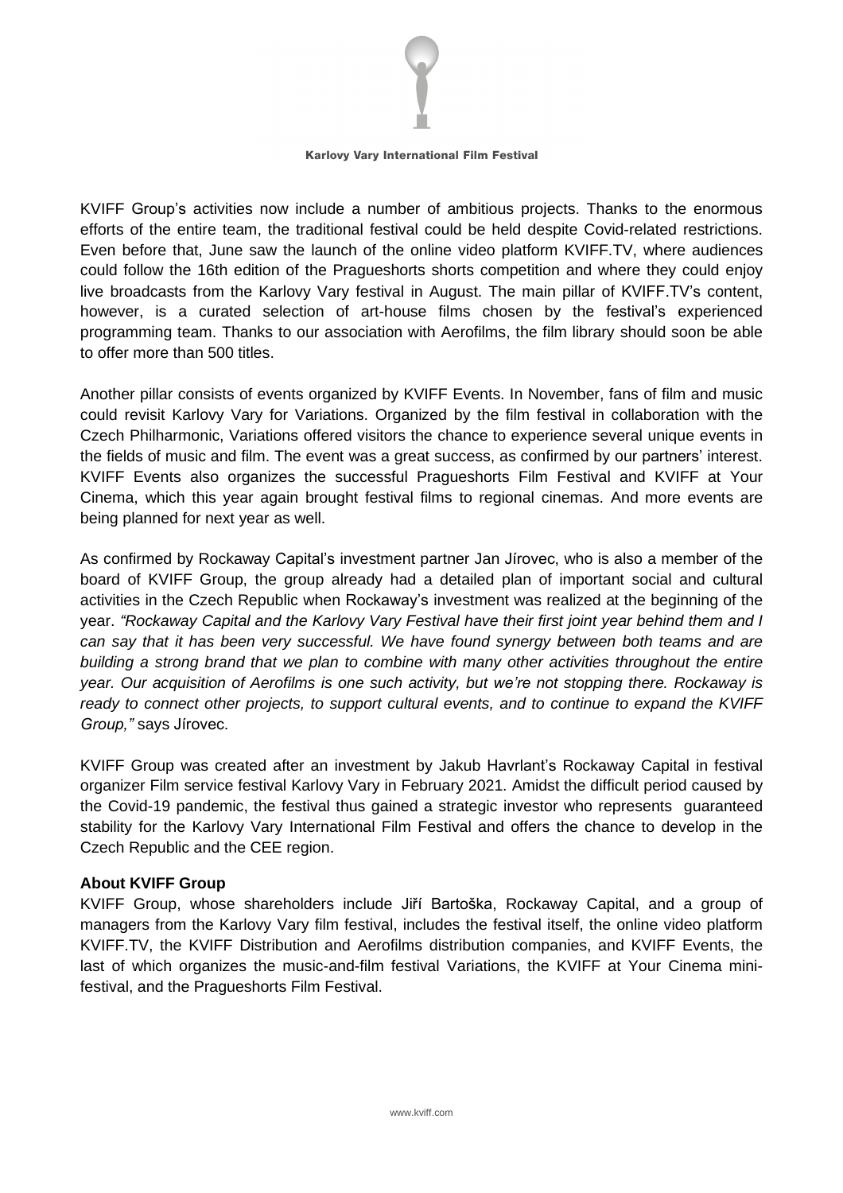KVIFF Group's activities now include a number of ambitious projects. Thanks to the enormous efforts of the entire team, the traditional festival could be held despite Covid-related restrictions. Even before that, June saw the launch of the online video platform KVIFF.TV, where audiences could follow the 16th edition of the Pragueshorts shorts competition and where they could enjoy live broadcasts from the Karlovy Vary festival in August. The main pillar of KVIFF.TV's content, however, is a curated selection of art-house films chosen by the festival's experienced programming team. Thanks to our association with Aerofilms, the film library should soon be able to offer more than 500 titles.

Another pillar consists of events organized by KVIFF Events. In November, fans of film and music could revisit Karlovy Vary for Variations. Organized by the film festival in collaboration with the Czech Philharmonic, Variations offered visitors the chance to experience several unique events in the fields of music and film. The event was a great success, as confirmed by our partners' interest. KVIFF Events also organizes the successful Pragueshorts Film Festival and KVIFF at Your Cinema, which this year again brought festival films to regional cinemas. And more events are being planned for next year as well.

As confirmed by Rockaway Capital's investment partner Jan Jírovec, who is also a member of the board of KVIFF Group, the group already had a detailed plan of important social and cultural activities in the Czech Republic when Rockaway's investment was realized at the beginning of the year. *"Rockaway Capital and the Karlovy Vary Festival have their first joint year behind them and I can say that it has been very successful. We have found synergy between both teams and are building a strong brand that we plan to combine with many other activities throughout the entire year. Our acquisition of Aerofilms is one such activity, but we're not stopping there. Rockaway is ready to connect other projects, to support cultural events, and to continue to expand the KVIFF Group,"* says Jírovec.

KVIFF Group was created after an investment by Jakub Havrlant's Rockaway Capital in festival organizer Film service festival Karlovy Vary in February 2021. Amidst the difficult period caused by the Covid-19 pandemic, the festival thus gained a strategic investor who represents guaranteed stability for the Karlovy Vary International Film Festival and offers the chance to develop in the Czech Republic and the CEE region.

**About KVIFF Group**

KVIFF Group, whose shareholders include Jiří Bartoška, Rockaway Capital, and a group of managers from the Karlovy Vary film festival, includes the festival itself, the online video platform KVIFF.TV, the KVIFF Distribution and Aerofilms distribution companies, and KVIFF Events, the last of which organizes the music-and-film festival Variations, the KVIFF at Your Cinema mini-festival, and the Pragueshorts Film Festival.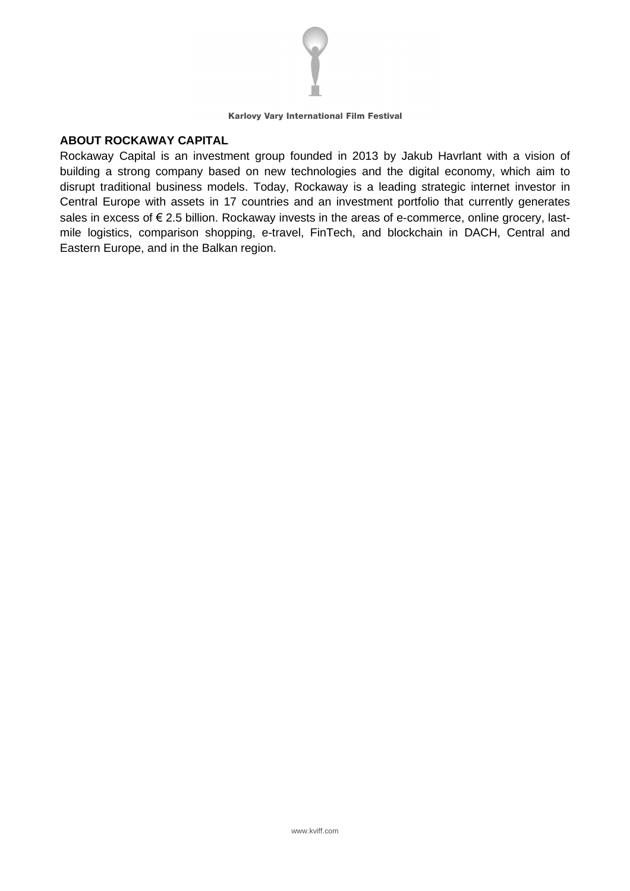## ABOUT ROCKAWAY CAPITAL

Rockaway Capital is an investment group founded in 2013 by Jakub Havrlant with a vision of building a strong company based on new technologies and the digital economy, which aim to disrupt traditional business models. Today, Rockaway is a leading strategic internet investor in Central Europe with assets in 17 countries and an investment portfolio that currently generates sales in excess of € 2.5 billion. Rockaway invests in the areas of e-commerce, online grocery, last-mile logistics, comparison shopping, e-travel, FinTech, and blockchain in DACH, Central and Eastern Europe, and in the Balkan region.